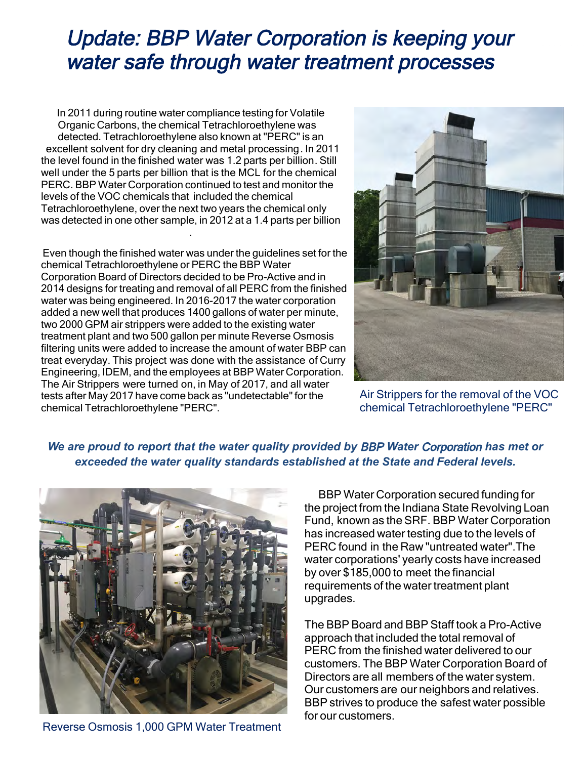# Update: BBP Water Corporation is keeping your water safe through water treatment processes

In 2011 during routine water compliance testing for Volatile Organic Carbons, the chemical Tetrachloroethylene was detected. Tetrachloroethylene also known at "PERC" is an excellent solvent for dry cleaning and metal processing. In 2011 the level found in the finished water was 1.2 parts per billion. Still well under the 5 parts per billion that is the MCL for the chemical PERC. BBP Water Corporation continued to test and monitor the levels of the VOC chemicals that included the chemical Tetrachloroethylene, over the next two years the chemical only was detected in one other sample, in 2012 at a 1.4 parts per billion.

Even though the finished water was under the guidelines set for the chemical Tetrachloroethylene or PERC the BBP Water Corporation Board of Directors decided to be Pro-Active and in 2014 designs for treating and removal of all PERC from the finished water was being engineered. In 2016-2017 the water corporation added a new well that produces 1400 gallons of water per minute, two 2000 GPM air strippers were added to the existing water treatment plant and two 500 gallon per minute Reverse Osmosis filtering units were added to increase the amount of water BBP can treat everyday. This project was done with the assistance of Curry Engineering, IDEM, and the employees at BBP Water Corporation. The Air Strippers were turned on, in May of 2017, and all water tests after May 2017 have come back as "undetectable" for the chemical Tetrachloroethylene "PERC".

Air Strippers for the removal of the VOC chemical Tetrachloroethylene "PERC"

***We are proud to report that the water quality provided by BBP Water Corporation has met or exceeded the water quality standards established at the State and Federal levels.***

Reverse Osmosis 1,000 GPM Water Treatment

BBP Water Corporation secured funding for the project from the Indiana State Revolving Loan Fund, known as the SRF. BBP Water Corporation has increased water testing due to the levels of PERC found in the Raw "untreated water". The water corporations' yearly costs have increased by over $185,000 to meet the financial requirements of the water treatment plant upgrades.

The BBP Board and BBP Staff took a Pro-Active approach that included the total removal of PERC from the finished water delivered to our customers. The BBP Water Corporation Board of Directors are all members of the water system. Our customers are our neighbors and relatives. BBP strives to produce the safest water possible for our customers.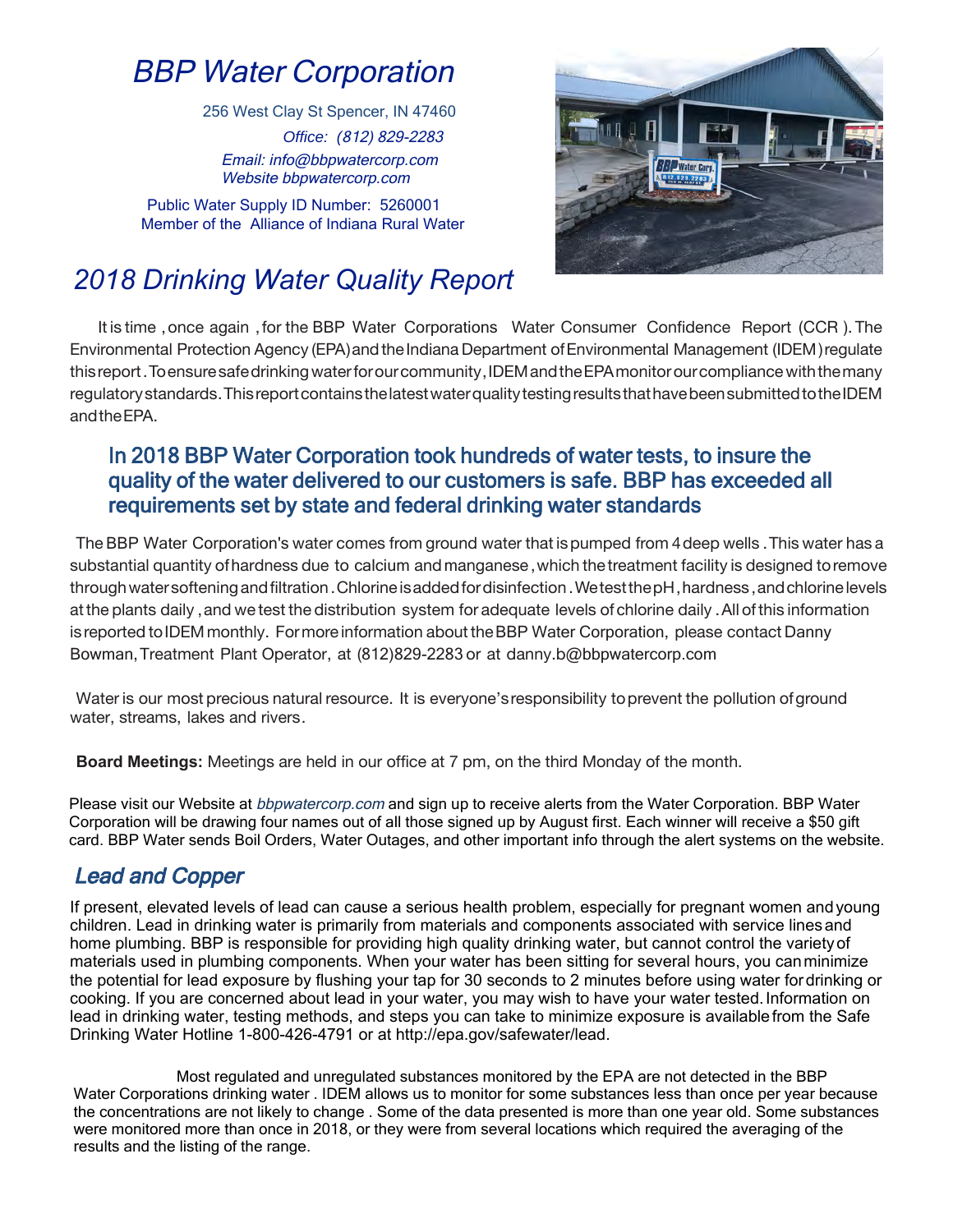# BBP Water Corporation

256 West Clay St Spencer, IN 47460

*Office: (812) 829-2283*

*Email: info@bbpwatercorp.com*
*Website bbpwatercorp.com*

Public Water Supply ID Number: 5260001
Member of the Alliance of Indiana Rural Water

# *2018 Drinking Water Quality Report*

It is time, once again, for the BBP Water Corporations Water Consumer Confidence Report (CCR). The Environmental Protection Agency (EPA) and the Indiana Department of Environmental Management (IDEM) regulate this report. To ensure safe drinking water for our community, IDEM and the EPA monitor our compliance with the many regulatory standards. This report contains the latest water quality testing results that have been submitted to the IDEM and the EPA.

## In 2018 BBP Water Corporation took hundreds of water tests, to insure the quality of the water delivered to our customers is safe. BBP has exceeded all requirements set by state and federal drinking water standards

The BBP Water Corporation's water comes from ground water that is pumped from 4 deep wells. This water has a substantial quantity of hardness due to calcium and manganese, which the treatment facility is designed to remove through water softening and filtration. Chlorine is added for disinfection. We test the pH, hardness, and chlorine levels at the plants daily, and we test the distribution system for adequate levels of chlorine daily. All of this information is reported to IDEM monthly. For more information about the BBP Water Corporation, please contact Danny Bowman, Treatment Plant Operator, at (812)829-2283 or at danny.b@bbpwatercorp.com

Water is our most precious natural resource. It is everyone's responsibility to prevent the pollution of ground water, streams, lakes and rivers.

**Board Meetings:** Meetings are held in our office at 7 pm, on the third Monday of the month.

Please visit our Website at *bbpwatercorp.com* and sign up to receive alerts from the Water Corporation. BBP Water Corporation will be drawing four names out of all those signed up by August first. Each winner will receive a $50 gift card. BBP Water sends Boil Orders, Water Outages, and other important info through the alert systems on the website.

## *Lead and Copper*

If present, elevated levels of lead can cause a serious health problem, especially for pregnant women and young children. Lead in drinking water is primarily from materials and components associated with service lines and home plumbing. BBP is responsible for providing high quality drinking water, but cannot control the variety of materials used in plumbing components. When your water has been sitting for several hours, you can minimize the potential for lead exposure by flushing your tap for 30 seconds to 2 minutes before using water for drinking or cooking. If you are concerned about lead in your water, you may wish to have your water tested. Information on lead in drinking water, testing methods, and steps you can take to minimize exposure is available from the Safe Drinking Water Hotline 1-800-426-4791 or at http://epa.gov/safewater/lead.

Most regulated and unregulated substances monitored by the EPA are not detected in the BBP Water Corporations drinking water. IDEM allows us to monitor for some substances less than once per year because the concentrations are not likely to change. Some of the data presented is more than one year old. Some substances were monitored more than once in 2018, or they were from several locations which required the averaging of the results and the listing of the range.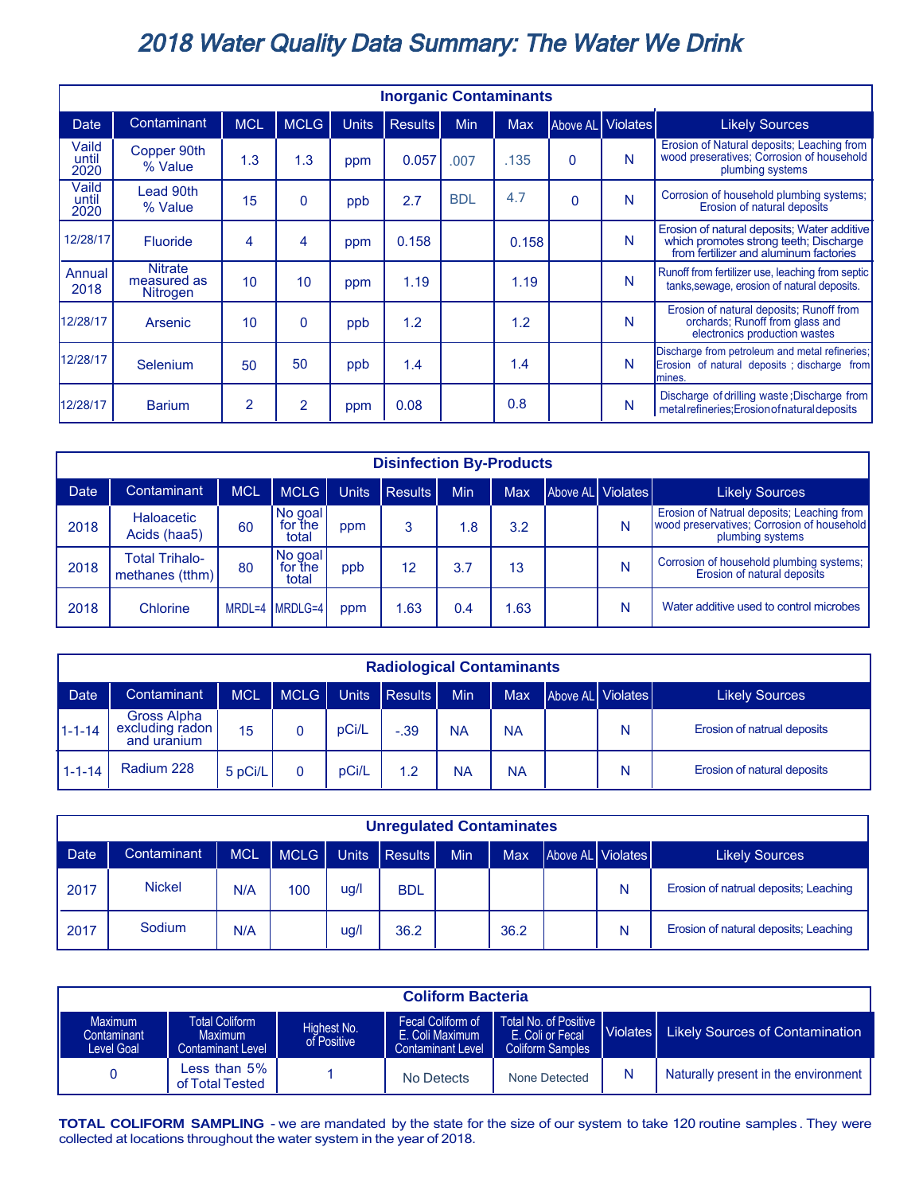# 2018 Water Quality Data Summary: The Water We Drink

| Inorganic Contaminants | | | | | | | | | | |
|---|---|---|---|---|---|---|---|---|---|---|
| Date | Contaminant | MCL | MCLG | Units | Results | Min | Max | Above AL | Violates | Likely Sources |
| Vaild until 2020 | Copper 90th % Value | 1.3 | 1.3 | ppm | 0.057 | .007 | .135 | 0 | N | Erosion of Natural deposits; Leaching from wood preseratives; Corrosion of household plumbing systems |
| Vaild until 2020 | Lead 90th % Value | 15 | 0 | ppb | 2.7 | BDL | 4.7 | 0 | N | Corrosion of household plumbing systems; Erosion of natural deposits |
| 12/28/17 | Fluoride | 4 | 4 | ppm | 0.158 | | 0.158 | | N | Erosion of natural deposits; Water additive which promotes strong teeth; Discharge from fertilizer and aluminum factories |
| Annual 2018 | Nitrate measured as Nitrogen | 10 | 10 | ppm | 1.19 | | 1.19 | | N | Runoff from fertilizer use, leaching from septic tanks,sewage, erosion of natural deposits. |
| 12/28/17 | Arsenic | 10 | 0 | ppb | 1.2 | | 1.2 | | N | Erosion of natural deposits; Runoff from orchards; Runoff from glass and electronics production wastes |
| 12/28/17 | Selenium | 50 | 50 | ppb | 1.4 | | 1.4 | | N | Discharge from petroleum and metal refineries; Erosion of natural deposits ; discharge from mines. |
| 12/28/17 | Barium | 2 | 2 | ppm | 0.08 | | 0.8 | | N | Discharge of drilling waste ;Discharge from metal refineries;Erosion of natural deposits |

| Disinfection By-Products | | | | | | | | | | |
|---|---|---|---|---|---|---|---|---|---|---|
| Date | Contaminant | MCL | MCLG | Units | Results | Min | Max | Above AL | Violates | Likely Sources |
| 2018 | Haloacetic Acids (haa5) | 60 | No goal for the total | ppm | 3 | 1.8 | 3.2 | | N | Erosion of Natrual deposits; Leaching from wood preservatives; Corrosion of household plumbing systems |
| 2018 | Total Trihalo-methanes (tthm) | 80 | No goal for the total | ppb | 12 | 3.7 | 13 | | N | Corrosion of household plumbing systems; Erosion of natural deposits |
| 2018 | Chlorine | MRDL=4 | MRDLG=4 | ppm | 1.63 | 0.4 | 1.63 | | N | Water additive used to control microbes |

| Radiological Contaminants | | | | | | | | | | |
|---|---|---|---|---|---|---|---|---|---|---|
| Date | Contaminant | MCL | MCLG | Units | Results | Min | Max | Above AL | Violates | Likely Sources |
| 1-1-14 | Gross Alpha excluding radon and uranium | 15 | 0 | pCi/L | -.39 | NA | NA | | N | Erosion of natrual deposits |
| 1-1-14 | Radium 228 | 5 pCi/L | 0 | pCi/L | 1.2 | NA | NA | | N | Erosion of natural deposits |

| Unregulated Contaminates | | | | | | | | | | |
|---|---|---|---|---|---|---|---|---|---|---|
| Date | Contaminant | MCL | MCLG | Units | Results | Min | Max | Above AL | Violates | Likely Sources |
| 2017 | Nickel | N/A | 100 | ug/l | BDL | | | | N | Erosion of natrual deposits; Leaching |
| 2017 | Sodium | N/A | | ug/l | 36.2 | | 36.2 | | N | Erosion of natural deposits; Leaching |

| Coliform Bacteria | | | | | | |
|---|---|---|---|---|---|---|
| Maximum Contaminant Level Goal | Total Coliform Maximum Contaminant Level | Highest No. of Positive | Fecal Coliform of E. Coli Maximum Contaminant Level | Total No. of Positive E. Coli or Fecal Coliform Samples | Violates | Likely Sources of Contamination |
| 0 | Less than 5% of Total Tested | 1 | No Detects | None Detected | N | Naturally present in the environment |

**TOTAL COLIFORM SAMPLING** - we are mandated by the state for the size of our system to take 120 routine samples. They were collected at locations throughout the water system in the year of 2018.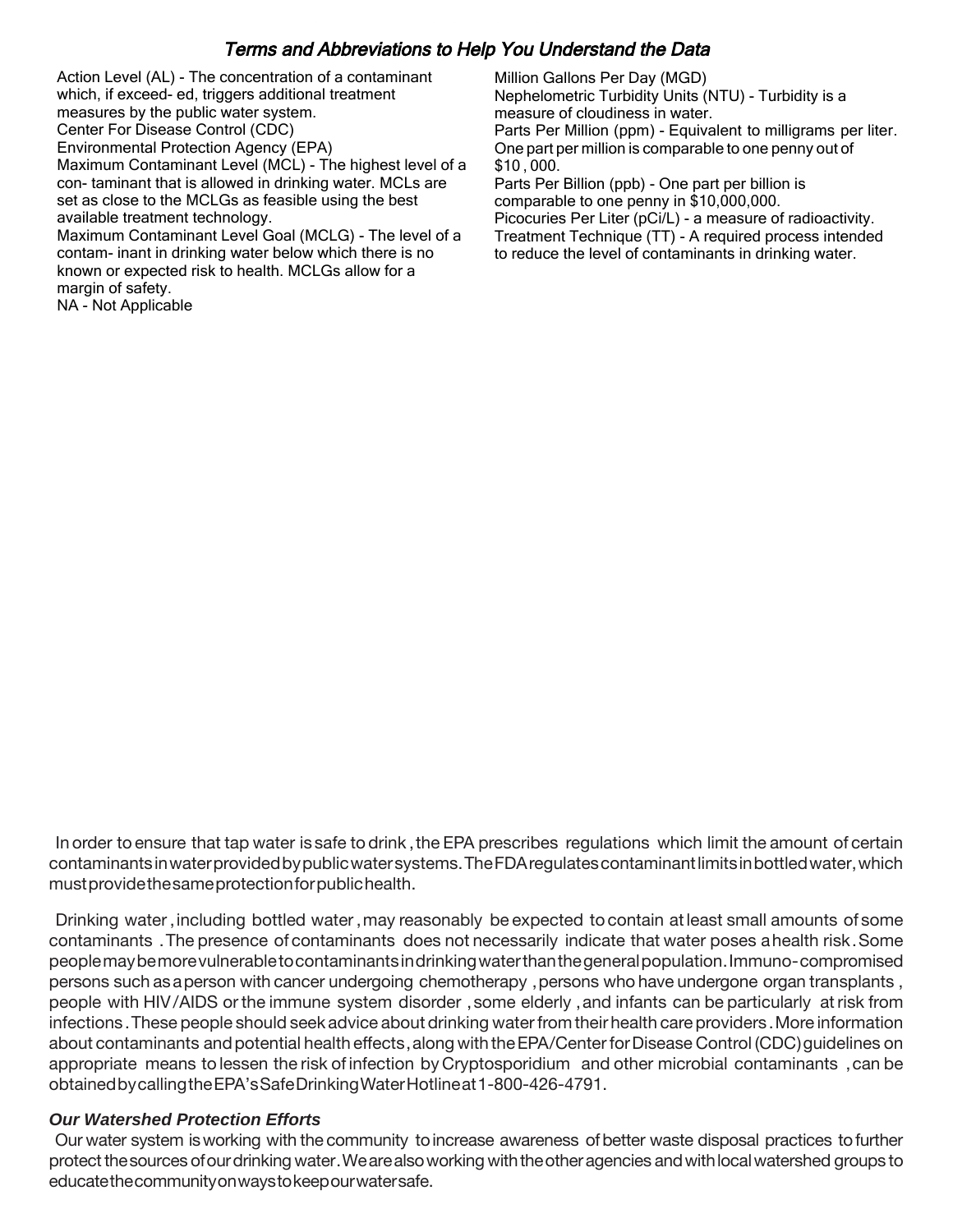## *Terms and Abbreviations to Help You Understand the Data*

Action Level (AL) - The concentration of a contaminant which, if exceed- ed, triggers additional treatment measures by the public water system.
Center For Disease Control (CDC)
Environmental Protection Agency (EPA)
Maximum Contaminant Level (MCL) - The highest level of a con- taminant that is allowed in drinking water. MCLs are set as close to the MCLGs as feasible using the best available treatment technology.
Maximum Contaminant Level Goal (MCLG) - The level of a contam- inant in drinking water below which there is no known or expected risk to health. MCLGs allow for a margin of safety.
NA - Not Applicable
Million Gallons Per Day (MGD)
Nephelometric Turbidity Units (NTU) - Turbidity is a measure of cloudiness in water.
Parts Per Million (ppm) - Equivalent to milligrams per liter. One part per million is comparable to one penny out of $10 , 000.
Parts Per Billion (ppb) - One part per billion is comparable to one penny in $10,000,000.
Picocuries Per Liter (pCi/L) - a measure of radioactivity.
Treatment Technique (TT) - A required process intended to reduce the level of contaminants in drinking water.

In order to ensure that tap water is safe to drink , the EPA prescribes regulations which limit the amount of certain contaminants in water provided by public water systems. The FDA regulates contaminant limits in bottled water, which must provide the same protection for public health.

Drinking water , including bottled water , may reasonably be expected to contain at least small amounts of some contaminants . The presence of contaminants does not necessarily indicate that water poses a health risk . Some people may be more vulnerable to contaminants in drinking water than the general population. Immuno-compromised persons such as a person with cancer undergoing chemotherapy , persons who have undergone organ transplants , people with HIV/AIDS or the immune system disorder , some elderly , and infants can be particularly at risk from infections . These people should seek advice about drinking water from their health care providers . More information about contaminants and potential health effects, along with the EPA/Center for Disease Control (CDC) guidelines on appropriate means to lessen the risk of infection by Cryptosporidium and other microbial contaminants , can be obtained by calling the EPA's Safe Drinking Water Hotline at 1-800-426-4791.

### *Our Watershed Protection Efforts*

Our water system is working with the community to increase awareness of better waste disposal practices to further protect the sources of our drinking water. We are also working with the other agencies and with local watershed groups to educate the community on ways to keep our water safe.